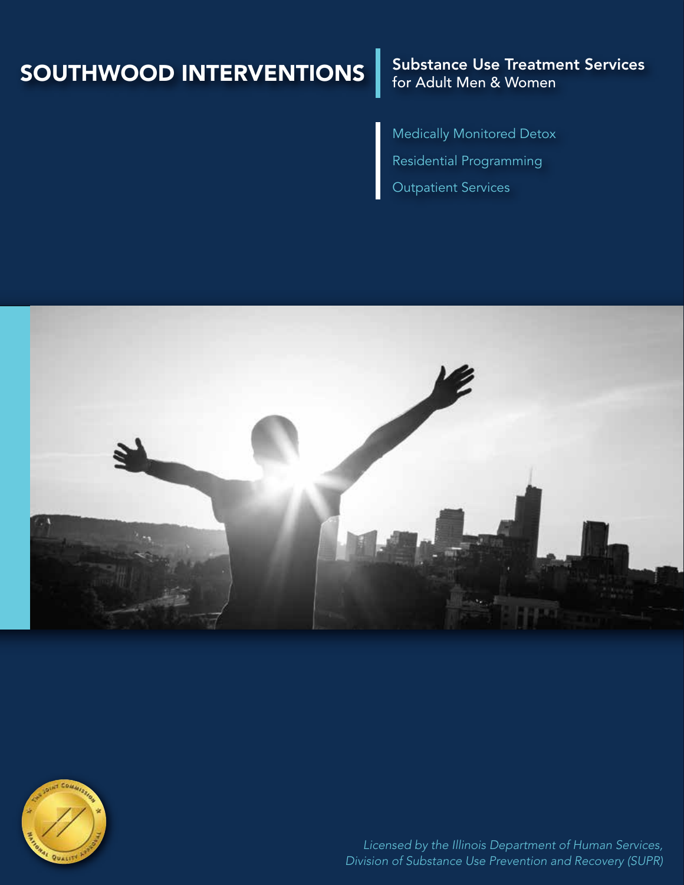# SOUTHWOOD INTERVENTIONS

## Substance Use Treatment Services
for Adult Men & Women

- Medically Monitored Detox
- Residential Programming
- Outpatient Services

*Licensed by the Illinois Department of Human Services, Division of Substance Use Prevention and Recovery (SUPR)*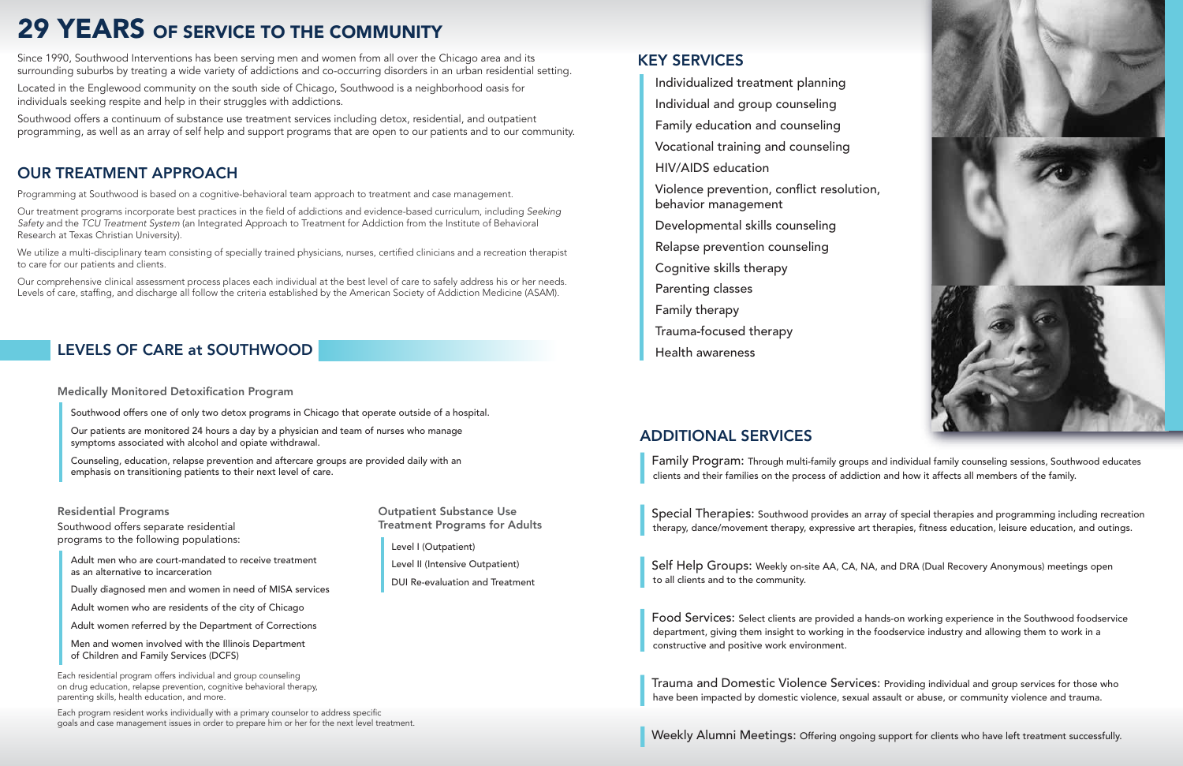# 29 YEARS OF SERVICE TO THE COMMUNITY

Since 1990, Southwood Interventions has been serving men and women from all over the Chicago area and its surrounding suburbs by treating a wide variety of addictions and co-occurring disorders in an urban residential setting.

Located in the Englewood community on the south side of Chicago, Southwood is a neighborhood oasis for individuals seeking respite and help in their struggles with addictions.

Southwood offers a continuum of substance use treatment services including detox, residential, and outpatient programming, as well as an array of self help and support programs that are open to our patients and to our community.

## OUR TREATMENT APPROACH

Programming at Southwood is based on a cognitive-behavioral team approach to treatment and case management.

Our treatment programs incorporate best practices in the field of addictions and evidence-based curriculum, including *Seeking Safety* and the *TCU Treatment System* (an Integrated Approach to Treatment for Addiction from the Institute of Behavioral Research at Texas Christian University).

We utilize a multi-disciplinary team consisting of specially trained physicians, nurses, certified clinicians and a recreation therapist to care for our patients and clients.

Our comprehensive clinical assessment process places each individual at the best level of care to safely address his or her needs. Levels of care, staffing, and discharge all follow the criteria established by the American Society of Addiction Medicine (ASAM).

## LEVELS OF CARE at SOUTHWOOD

### Medically Monitored Detoxification Program

Southwood offers one of only two detox programs in Chicago that operate outside of a hospital.

Our patients are monitored 24 hours a day by a physician and team of nurses who manage symptoms associated with alcohol and opiate withdrawal.

Counseling, education, relapse prevention and aftercare groups are provided daily with an emphasis on transitioning patients to their next level of care.

### Residential Programs

Southwood offers separate residential programs to the following populations:

- Adult men who are court-mandated to receive treatment as an alternative to incarceration
- Dually diagnosed men and women in need of MISA services
- Adult women who are residents of the city of Chicago
- Adult women referred by the Department of Corrections
- Men and women involved with the Illinois Department of Children and Family Services (DCFS)

Each residential program offers individual and group counseling on drug education, relapse prevention, cognitive behavioral therapy, parenting skills, health education, and more.

Each program resident works individually with a primary counselor to address specific goals and case management issues in order to prepare him or her for the next level treatment.

### Outpatient Substance Use Treatment Programs for Adults

- Level I (Outpatient)
- Level II (Intensive Outpatient)
- DUI Re-evaluation and Treatment

## KEY SERVICES

- Individualized treatment planning
- Individual and group counseling
- Family education and counseling
- Vocational training and counseling
- HIV/AIDS education
- Violence prevention, conflict resolution, behavior management
- Developmental skills counseling
- Relapse prevention counseling
- Cognitive skills therapy
- Parenting classes
- Family therapy
- Trauma-focused therapy
- Health awareness

## ADDITIONAL SERVICES

**Family Program:** Through multi-family groups and individual family counseling sessions, Southwood educates clients and their families on the process of addiction and how it affects all members of the family.

**Special Therapies:** Southwood provides an array of special therapies and programming including recreation therapy, dance/movement therapy, expressive art therapies, fitness education, leisure education, and outings.

**Self Help Groups:** Weekly on-site AA, CA, NA, and DRA (Dual Recovery Anonymous) meetings open to all clients and to the community.

**Food Services:** Select clients are provided a hands-on working experience in the Southwood foodservice department, giving them insight to working in the foodservice industry and allowing them to work in a constructive and positive work environment.

**Trauma and Domestic Violence Services:** Providing individual and group services for those who have been impacted by domestic violence, sexual assault or abuse, or community violence and trauma.

**Weekly Alumni Meetings:** Offering ongoing support for clients who have left treatment successfully.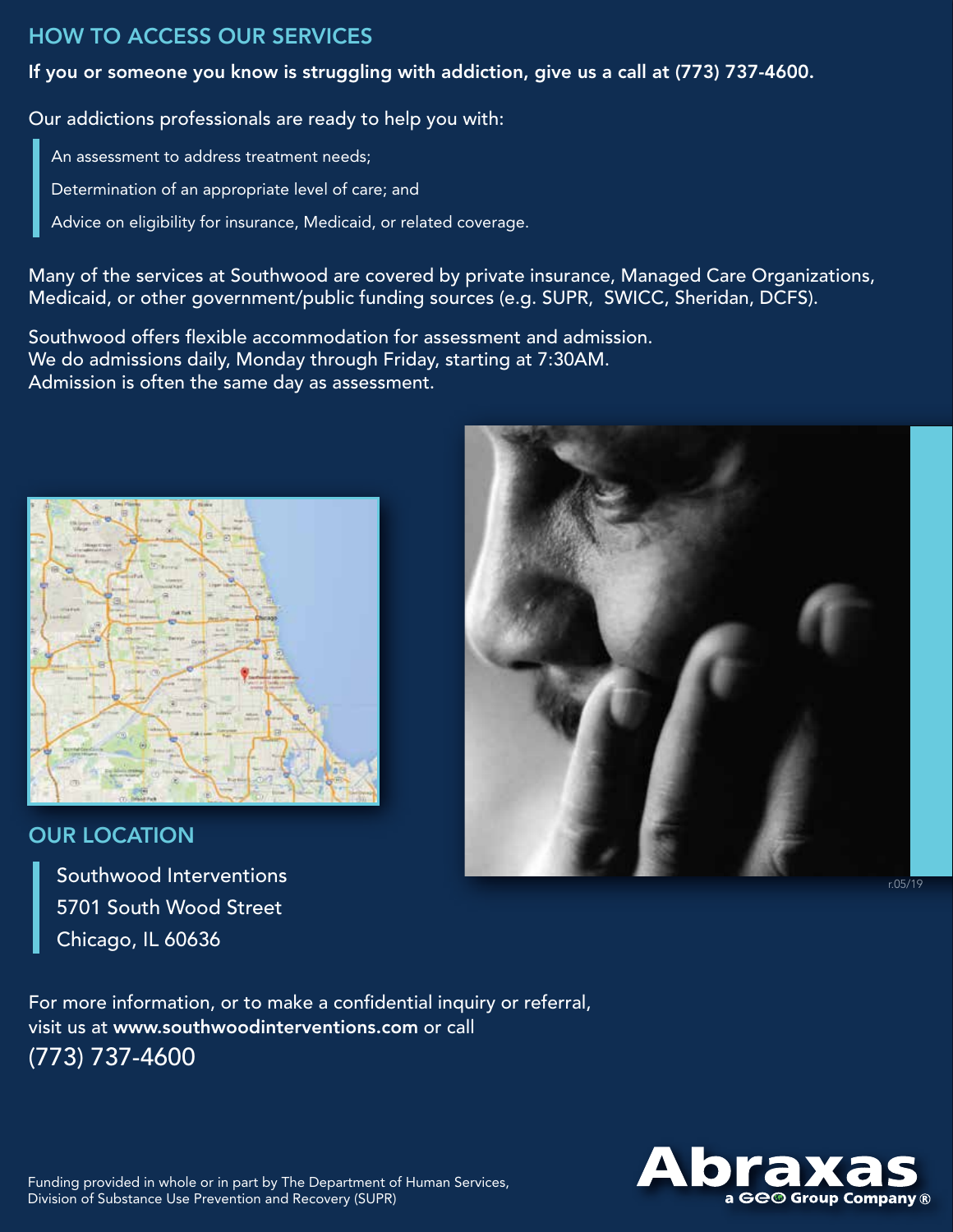## HOW TO ACCESS OUR SERVICES

**If you or someone you know is struggling with addiction, give us a call at (773) 737-4600.**

Our addictions professionals are ready to help you with:

- An assessment to address treatment needs;
- Determination of an appropriate level of care; and
- Advice on eligibility for insurance, Medicaid, or related coverage.

Many of the services at Southwood are covered by private insurance, Managed Care Organizations, Medicaid, or other government/public funding sources (e.g. SUPR, SWICC, Sheridan, DCFS).

Southwood offers flexible accommodation for assessment and admission.
We do admissions daily, Monday through Friday, starting at 7:30AM.
Admission is often the same day as assessment.

## OUR LOCATION

Southwood Interventions
5701 South Wood Street
Chicago, IL 60636

r.05/19

For more information, or to make a confidential inquiry or referral, visit us at **www.southwoodinterventions.com** or call
(773) 737-4600

Funding provided in whole or in part by The Department of Human Services, Division of Substance Use Prevention and Recovery (SUPR)

**Abraxas**
**a GEO Group Company®**